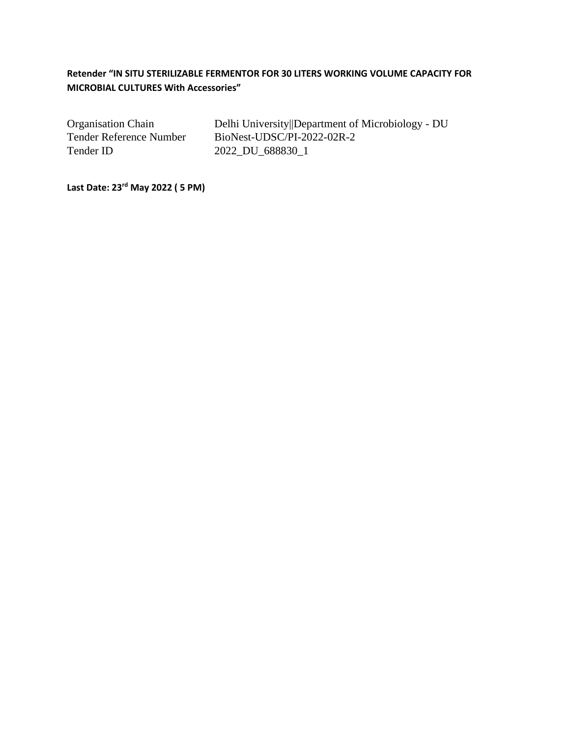**Retender "IN SITU STERILIZABLE FERMENTOR FOR 30 LITERS WORKING VOLUME CAPACITY FOR MICROBIAL CULTURES With Accessories"**

| | |
|---|---|
| Organisation Chain | Delhi University||Department of Microbiology - DU |
| Tender Reference Number | BioNest-UDSC/PI-2022-02R-2 |
| Tender ID | 2022_DU_688830_1 |

**Last Date: 23rd May 2022 ( 5 PM)**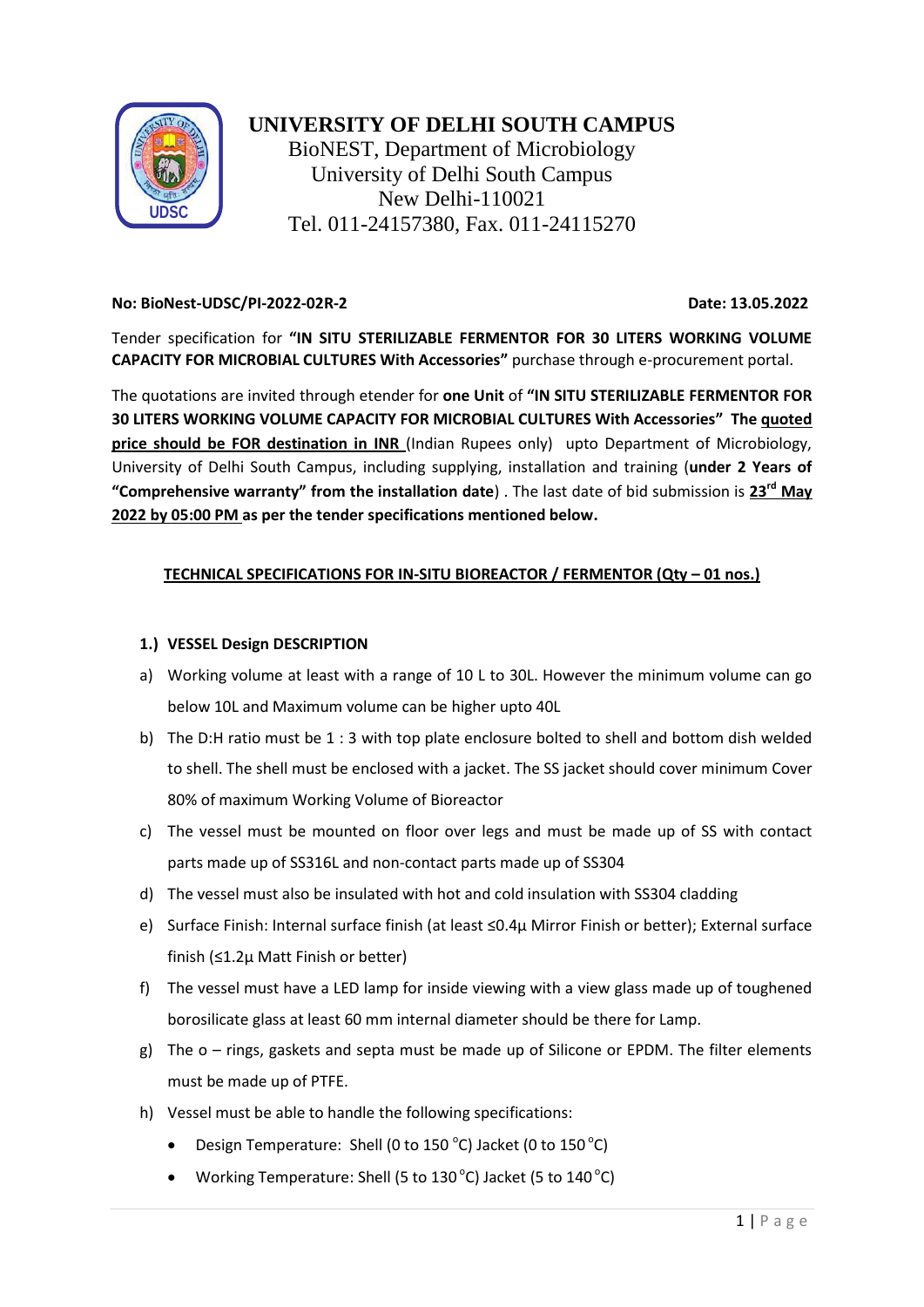# UNIVERSITY OF DELHI SOUTH CAMPUS

BioNEST, Department of Microbiology
University of Delhi South Campus
New Delhi-110021
Tel. 011-24157380, Fax. 011-24115270

**No: BioNest-UDSC/PI-2022-02R-2** **Date: 13.05.2022**

Tender specification for **"IN SITU STERILIZABLE FERMENTOR FOR 30 LITERS WORKING VOLUME CAPACITY FOR MICROBIAL CULTURES With Accessories"** purchase through e-procurement portal.

The quotations are invited through etender for **one Unit** of **"IN SITU STERILIZABLE FERMENTOR FOR 30 LITERS WORKING VOLUME CAPACITY FOR MICROBIAL CULTURES With Accessories" The quoted price should be FOR destination in INR** (Indian Rupees only) upto Department of Microbiology, University of Delhi South Campus, including supplying, installation and training (**under 2 Years of "Comprehensive warranty" from the installation date**) . The last date of bid submission is **23rd May 2022 by 05:00 PM as per the tender specifications mentioned below.**

## TECHNICAL SPECIFICATIONS FOR IN-SITU BIOREACTOR / FERMENTOR (Qty – 01 nos.)

### 1.) VESSEL Design DESCRIPTION

a) Working volume at least with a range of 10 L to 30L. However the minimum volume can go below 10L and Maximum volume can be higher upto 40L

b) The D:H ratio must be 1 : 3 with top plate enclosure bolted to shell and bottom dish welded to shell. The shell must be enclosed with a jacket. The SS jacket should cover minimum Cover 80% of maximum Working Volume of Bioreactor

c) The vessel must be mounted on floor over legs and must be made up of SS with contact parts made up of SS316L and non-contact parts made up of SS304

d) The vessel must also be insulated with hot and cold insulation with SS304 cladding

e) Surface Finish: Internal surface finish (at least ≤0.4µ Mirror Finish or better); External surface finish (≤1.2µ Matt Finish or better)

f) The vessel must have a LED lamp for inside viewing with a view glass made up of toughened borosilicate glass at least 60 mm internal diameter should be there for Lamp.

g) The o – rings, gaskets and septa must be made up of Silicone or EPDM. The filter elements must be made up of PTFE.

h) Vessel must be able to handle the following specifications:

- Design Temperature: Shell (0 to 150 °C) Jacket (0 to 150 °C)
- Working Temperature: Shell (5 to 130 °C) Jacket (5 to 140 °C)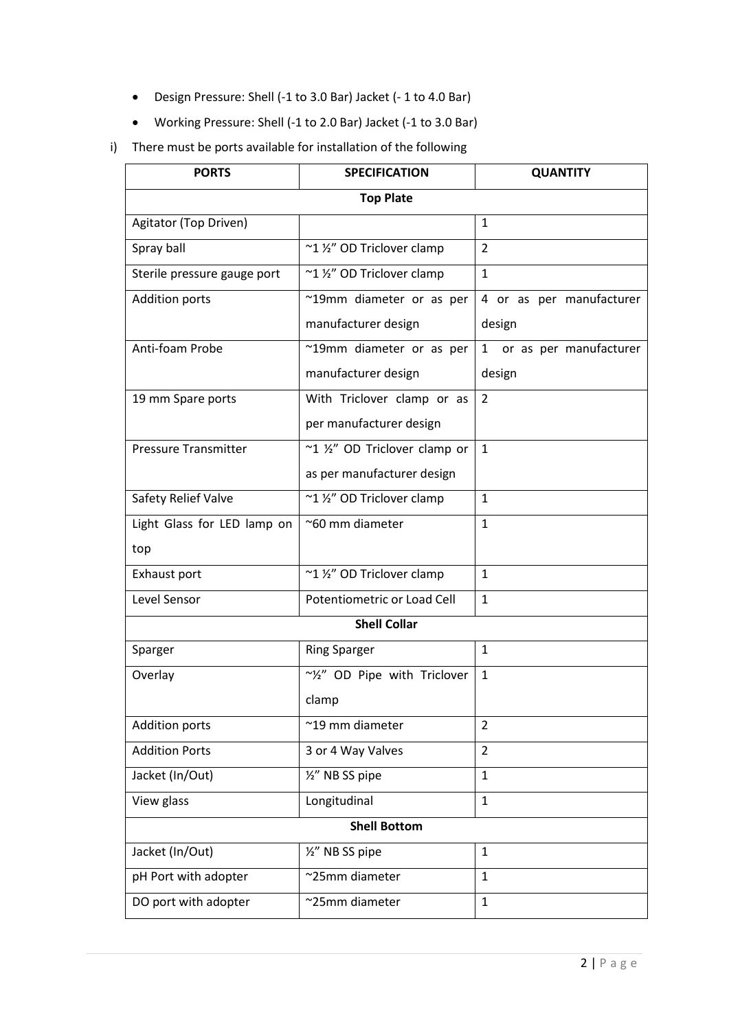- Design Pressure: Shell (-1 to 3.0 Bar) Jacket (- 1 to 4.0 Bar)
- Working Pressure: Shell (-1 to 2.0 Bar) Jacket (-1 to 3.0 Bar)

i) There must be ports available for installation of the following

| PORTS | SPECIFICATION | QUANTITY |
|---|---|---|
| **Top Plate** | | |
| Agitator (Top Driven) | | 1 |
| Spray ball | ~1 ½" OD Triclover clamp | 2 |
| Sterile pressure gauge port | ~1 ½" OD Triclover clamp | 1 |
| Addition ports | ~19mm diameter or as per manufacturer design | 4 or as per manufacturer design |
| Anti-foam Probe | ~19mm diameter or as per manufacturer design | 1 or as per manufacturer design |
| 19 mm Spare ports | With Triclover clamp or as per manufacturer design | 2 |
| Pressure Transmitter | ~1 ½" OD Triclover clamp or as per manufacturer design | 1 |
| Safety Relief Valve | ~1 ½" OD Triclover clamp | 1 |
| Light Glass for LED lamp on top | ~60 mm diameter | 1 |
| Exhaust port | ~1 ½" OD Triclover clamp | 1 |
| Level Sensor | Potentiometric or Load Cell | 1 |
| **Shell Collar** | | |
| Sparger | Ring Sparger | 1 |
| Overlay | ~½" OD Pipe with Triclover clamp | 1 |
| Addition ports | ~19 mm diameter | 2 |
| Addition Ports | 3 or 4 Way Valves | 2 |
| Jacket (In/Out) | ½" NB SS pipe | 1 |
| View glass | Longitudinal | 1 |
| **Shell Bottom** | | |
| Jacket (In/Out) | ½" NB SS pipe | 1 |
| pH Port with adopter | ~25mm diameter | 1 |
| DO port with adopter | ~25mm diameter | 1 |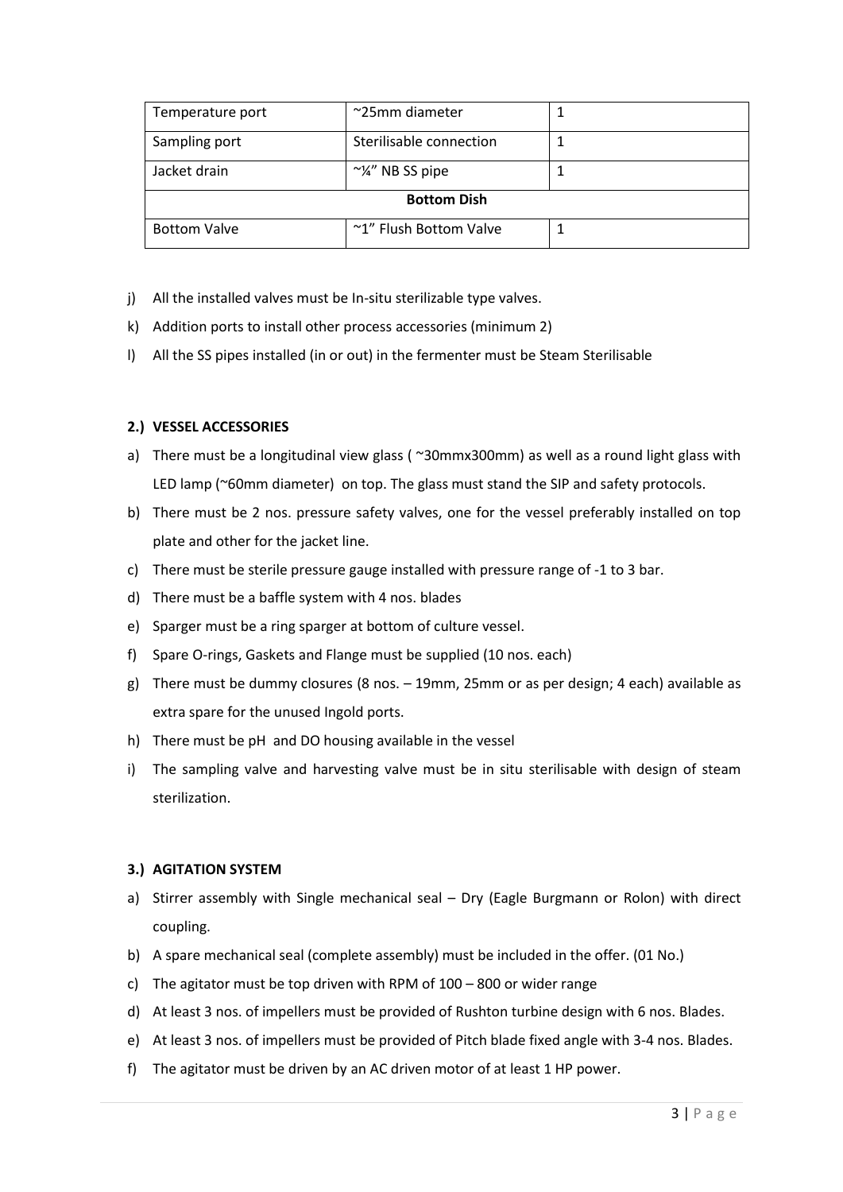| Temperature port | ~25mm diameter | 1 |
|---|---|---|
| Sampling port | Sterilisable connection | 1 |
| Jacket drain | ~¼" NB SS pipe | 1 |
| **Bottom Dish** | | |
| Bottom Valve | ~1" Flush Bottom Valve | 1 |

j) All the installed valves must be In-situ sterilizable type valves.

k) Addition ports to install other process accessories (minimum 2)

l) All the SS pipes installed (in or out) in the fermenter must be Steam Sterilisable

**2.) VESSEL ACCESSORIES**

a) There must be a longitudinal view glass ( ~30mmx300mm) as well as a round light glass with LED lamp (~60mm diameter) on top. The glass must stand the SIP and safety protocols.

b) There must be 2 nos. pressure safety valves, one for the vessel preferably installed on top plate and other for the jacket line.

c) There must be sterile pressure gauge installed with pressure range of -1 to 3 bar.

d) There must be a baffle system with 4 nos. blades

e) Sparger must be a ring sparger at bottom of culture vessel.

f) Spare O-rings, Gaskets and Flange must be supplied (10 nos. each)

g) There must be dummy closures (8 nos. – 19mm, 25mm or as per design; 4 each) available as extra spare for the unused Ingold ports.

h) There must be pH and DO housing available in the vessel

i) The sampling valve and harvesting valve must be in situ sterilisable with design of steam sterilization.

**3.) AGITATION SYSTEM**

a) Stirrer assembly with Single mechanical seal – Dry (Eagle Burgmann or Rolon) with direct coupling.

b) A spare mechanical seal (complete assembly) must be included in the offer. (01 No.)

c) The agitator must be top driven with RPM of 100 – 800 or wider range

d) At least 3 nos. of impellers must be provided of Rushton turbine design with 6 nos. Blades.

e) At least 3 nos. of impellers must be provided of Pitch blade fixed angle with 3-4 nos. Blades.

f) The agitator must be driven by an AC driven motor of at least 1 HP power.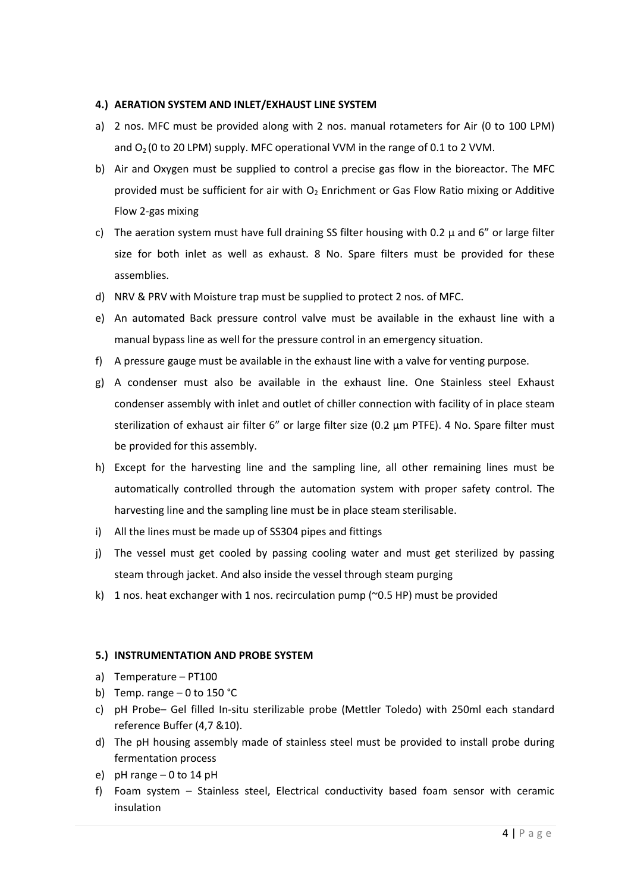#### 4.) AERATION SYSTEM AND INLET/EXHAUST LINE SYSTEM

a) 2 nos. MFC must be provided along with 2 nos. manual rotameters for Air (0 to 100 LPM) and $O_2$ (0 to 20 LPM) supply. MFC operational VVM in the range of 0.1 to 2 VVM.

b) Air and Oxygen must be supplied to control a precise gas flow in the bioreactor. The MFC provided must be sufficient for air with $O_2$ Enrichment or Gas Flow Ratio mixing or Additive Flow 2-gas mixing

c) The aeration system must have full draining SS filter housing with 0.2 µ and 6" or large filter size for both inlet as well as exhaust. 8 No. Spare filters must be provided for these assemblies.

d) NRV & PRV with Moisture trap must be supplied to protect 2 nos. of MFC.

e) An automated Back pressure control valve must be available in the exhaust line with a manual bypass line as well for the pressure control in an emergency situation.

f) A pressure gauge must be available in the exhaust line with a valve for venting purpose.

g) A condenser must also be available in the exhaust line. One Stainless steel Exhaust condenser assembly with inlet and outlet of chiller connection with facility of in place steam sterilization of exhaust air filter 6" or large filter size (0.2 µm PTFE). 4 No. Spare filter must be provided for this assembly.

h) Except for the harvesting line and the sampling line, all other remaining lines must be automatically controlled through the automation system with proper safety control. The harvesting line and the sampling line must be in place steam sterilisable.

i) All the lines must be made up of SS304 pipes and fittings

j) The vessel must get cooled by passing cooling water and must get sterilized by passing steam through jacket. And also inside the vessel through steam purging

k) 1 nos. heat exchanger with 1 nos. recirculation pump (~0.5 HP) must be provided

#### 5.) INSTRUMENTATION AND PROBE SYSTEM

a) Temperature – PT100

b) Temp. range – 0 to 150 °C

c) pH Probe– Gel filled In-situ sterilizable probe (Mettler Toledo) with 250ml each standard reference Buffer (4,7 &10).

d) The pH housing assembly made of stainless steel must be provided to install probe during fermentation process

e) pH range – 0 to 14 pH

f) Foam system – Stainless steel, Electrical conductivity based foam sensor with ceramic insulation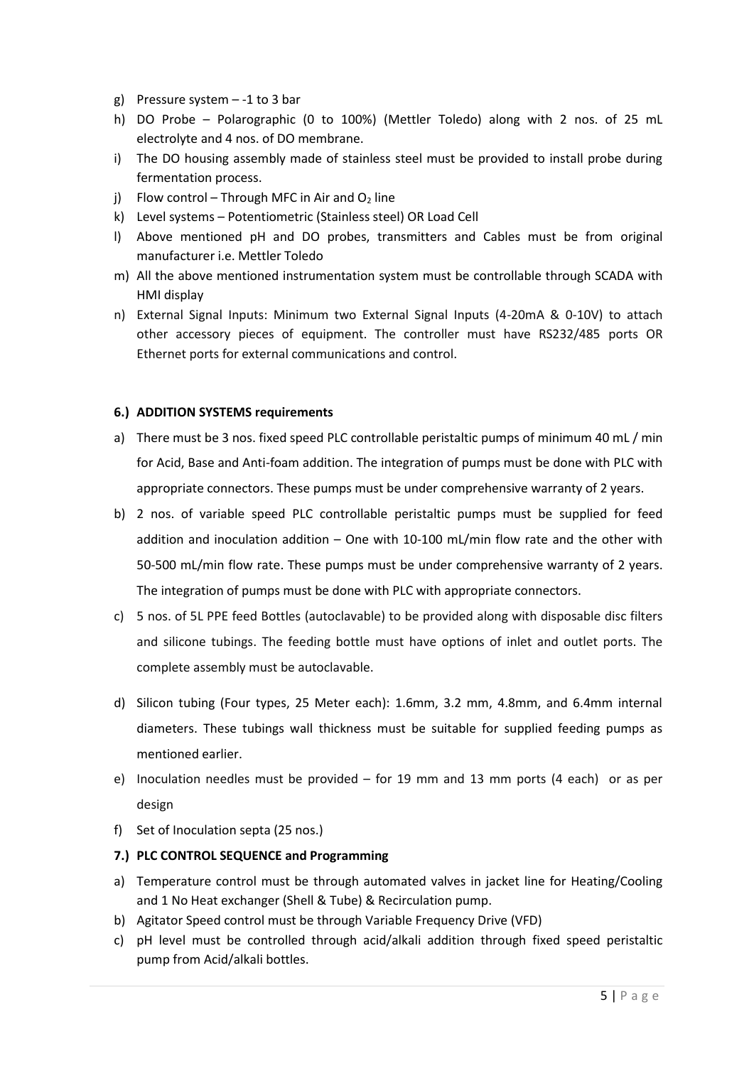g) Pressure system – -1 to 3 bar
h) DO Probe – Polarographic (0 to 100%) (Mettler Toledo) along with 2 nos. of 25 mL electrolyte and 4 nos. of DO membrane.
i) The DO housing assembly made of stainless steel must be provided to install probe during fermentation process.
j) Flow control – Through MFC in Air and $O_2$ line
k) Level systems – Potentiometric (Stainless steel) OR Load Cell
l) Above mentioned pH and DO probes, transmitters and Cables must be from original manufacturer i.e. Mettler Toledo
m) All the above mentioned instrumentation system must be controllable through SCADA with HMI display
n) External Signal Inputs: Minimum two External Signal Inputs (4-20mA & 0-10V) to attach other accessory pieces of equipment. The controller must have RS232/485 ports OR Ethernet ports for external communications and control.

**6.) ADDITION SYSTEMS requirements**

a) There must be 3 nos. fixed speed PLC controllable peristaltic pumps of minimum 40 mL / min for Acid, Base and Anti-foam addition. The integration of pumps must be done with PLC with appropriate connectors. These pumps must be under comprehensive warranty of 2 years.
b) 2 nos. of variable speed PLC controllable peristaltic pumps must be supplied for feed addition and inoculation addition – One with 10-100 mL/min flow rate and the other with 50-500 mL/min flow rate. These pumps must be under comprehensive warranty of 2 years. The integration of pumps must be done with PLC with appropriate connectors.
c) 5 nos. of 5L PPE feed Bottles (autoclavable) to be provided along with disposable disc filters and silicone tubings. The feeding bottle must have options of inlet and outlet ports. The complete assembly must be autoclavable.
d) Silicon tubing (Four types, 25 Meter each): 1.6mm, 3.2 mm, 4.8mm, and 6.4mm internal diameters. These tubings wall thickness must be suitable for supplied feeding pumps as mentioned earlier.
e) Inoculation needles must be provided – for 19 mm and 13 mm ports (4 each) or as per design
f) Set of Inoculation septa (25 nos.)

**7.) PLC CONTROL SEQUENCE and Programming**

a) Temperature control must be through automated valves in jacket line for Heating/Cooling and 1 No Heat exchanger (Shell & Tube) & Recirculation pump.
b) Agitator Speed control must be through Variable Frequency Drive (VFD)
c) pH level must be controlled through acid/alkali addition through fixed speed peristaltic pump from Acid/alkali bottles.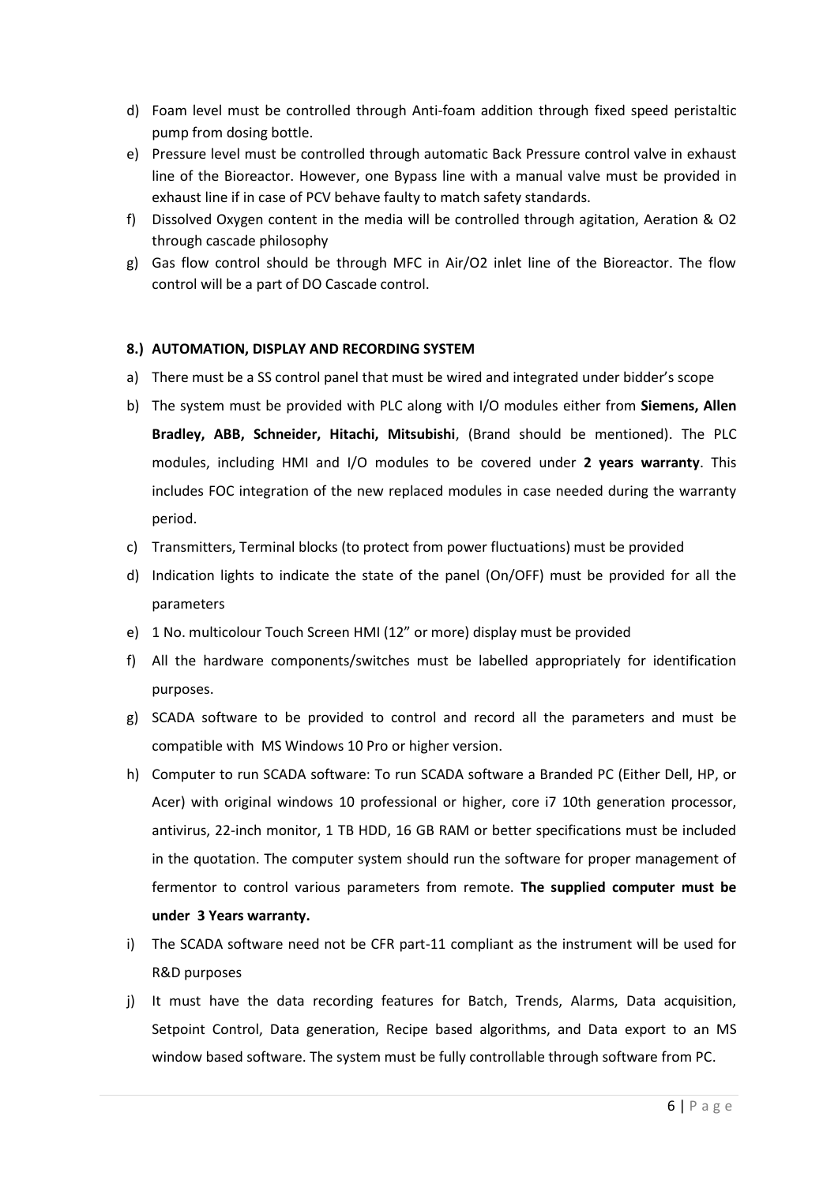d) Foam level must be controlled through Anti-foam addition through fixed speed peristaltic pump from dosing bottle.
e) Pressure level must be controlled through automatic Back Pressure control valve in exhaust line of the Bioreactor. However, one Bypass line with a manual valve must be provided in exhaust line if in case of PCV behave faulty to match safety standards.
f) Dissolved Oxygen content in the media will be controlled through agitation, Aeration & O2 through cascade philosophy
g) Gas flow control should be through MFC in Air/O2 inlet line of the Bioreactor. The flow control will be a part of DO Cascade control.

**8.) AUTOMATION, DISPLAY AND RECORDING SYSTEM**

a) There must be a SS control panel that must be wired and integrated under bidder's scope
b) The system must be provided with PLC along with I/O modules either from **Siemens, Allen Bradley, ABB, Schneider, Hitachi, Mitsubishi**, (Brand should be mentioned). The PLC modules, including HMI and I/O modules to be covered under **2 years warranty**. This includes FOC integration of the new replaced modules in case needed during the warranty period.
c) Transmitters, Terminal blocks (to protect from power fluctuations) must be provided
d) Indication lights to indicate the state of the panel (On/OFF) must be provided for all the parameters
e) 1 No. multicolour Touch Screen HMI (12" or more) display must be provided
f) All the hardware components/switches must be labelled appropriately for identification purposes.
g) SCADA software to be provided to control and record all the parameters and must be compatible with MS Windows 10 Pro or higher version.
h) Computer to run SCADA software: To run SCADA software a Branded PC (Either Dell, HP, or Acer) with original windows 10 professional or higher, core i7 10th generation processor, antivirus, 22-inch monitor, 1 TB HDD, 16 GB RAM or better specifications must be included in the quotation. The computer system should run the software for proper management of fermentor to control various parameters from remote. **The supplied computer must be under 3 Years warranty.**
i) The SCADA software need not be CFR part-11 compliant as the instrument will be used for R&D purposes
j) It must have the data recording features for Batch, Trends, Alarms, Data acquisition, Setpoint Control, Data generation, Recipe based algorithms, and Data export to an MS window based software. The system must be fully controllable through software from PC.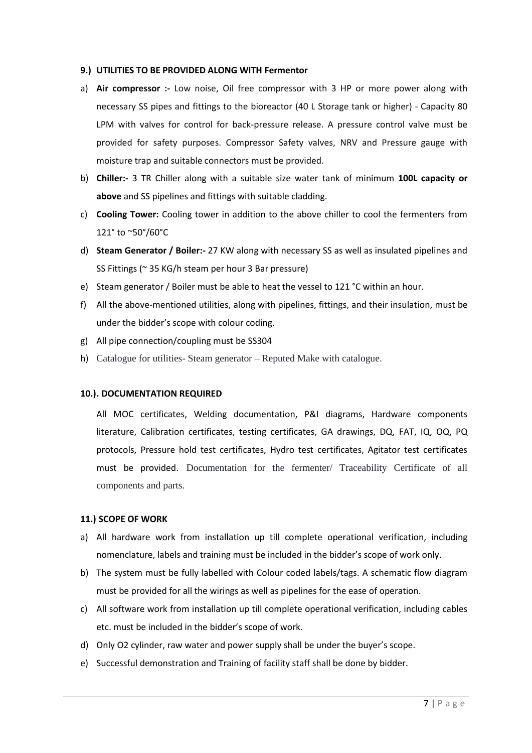**9.) UTILITIES TO BE PROVIDED ALONG WITH Fermentor**

a) **Air compressor :-** Low noise, Oil free compressor with 3 HP or more power along with necessary SS pipes and fittings to the bioreactor (40 L Storage tank or higher) - Capacity 80 LPM with valves for control for back-pressure release. A pressure control valve must be provided for safety purposes. Compressor Safety valves, NRV and Pressure gauge with moisture trap and suitable connectors must be provided.

b) **Chiller:-** 3 TR Chiller along with a suitable size water tank of minimum **100L capacity or above** and SS pipelines and fittings with suitable cladding.

c) **Cooling Tower:** Cooling tower in addition to the above chiller to cool the fermenters from 121° to ~50°/60°C

d) **Steam Generator / Boiler:-** 27 KW along with necessary SS as well as insulated pipelines and SS Fittings (~ 35 KG/h steam per hour 3 Bar pressure)

e) Steam generator / Boiler must be able to heat the vessel to 121 °C within an hour.

f) All the above-mentioned utilities, along with pipelines, fittings, and their insulation, must be under the bidder's scope with colour coding.

g) All pipe connection/coupling must be SS304

h) Catalogue for utilities- Steam generator – Reputed Make with catalogue.

**10.). DOCUMENTATION REQUIRED**

All MOC certificates, Welding documentation, P&I diagrams, Hardware components literature, Calibration certificates, testing certificates, GA drawings, DQ, FAT, IQ, OQ, PQ protocols, Pressure hold test certificates, Hydro test certificates, Agitator test certificates must be provided. Documentation for the fermenter/ Traceability Certificate of all components and parts.

**11.) SCOPE OF WORK**

a) All hardware work from installation up till complete operational verification, including nomenclature, labels and training must be included in the bidder's scope of work only.

b) The system must be fully labelled with Colour coded labels/tags. A schematic flow diagram must be provided for all the wirings as well as pipelines for the ease of operation.

c) All software work from installation up till complete operational verification, including cables etc. must be included in the bidder's scope of work.

d) Only O2 cylinder, raw water and power supply shall be under the buyer's scope.

e) Successful demonstration and Training of facility staff shall be done by bidder.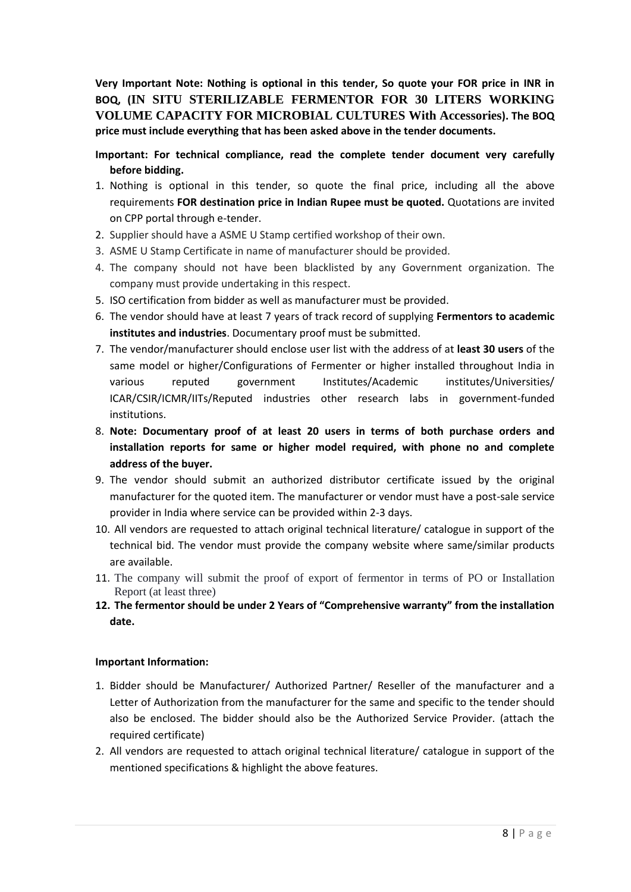**Very Important Note: Nothing is optional in this tender, So quote your FOR price in INR in BOQ, (IN SITU STERILIZABLE FERMENTOR FOR 30 LITERS WORKING VOLUME CAPACITY FOR MICROBIAL CULTURES With Accessories). The BOQ price must include everything that has been asked above in the tender documents.**

**Important: For technical compliance, read the complete tender document very carefully before bidding.**

1. Nothing is optional in this tender, so quote the final price, including all the above requirements **FOR destination price in Indian Rupee must be quoted.** Quotations are invited on CPP portal through e-tender.
2. Supplier should have a ASME U Stamp certified workshop of their own.
3. ASME U Stamp Certificate in name of manufacturer should be provided.
4. The company should not have been blacklisted by any Government organization. The company must provide undertaking in this respect.
5. ISO certification from bidder as well as manufacturer must be provided.
6. The vendor should have at least 7 years of track record of supplying **Fermentors to academic institutes and industries**. Documentary proof must be submitted.
7. The vendor/manufacturer should enclose user list with the address of at **least 30 users** of the same model or higher/Configurations of Fermenter or higher installed throughout India in various reputed government Institutes/Academic institutes/Universities/ ICAR/CSIR/ICMR/IITs/Reputed industries other research labs in government-funded institutions.
8. **Note: Documentary proof of at least 20 users in terms of both purchase orders and installation reports for same or higher model required, with phone no and complete address of the buyer.**
9. The vendor should submit an authorized distributor certificate issued by the original manufacturer for the quoted item. The manufacturer or vendor must have a post-sale service provider in India where service can be provided within 2-3 days.
10. All vendors are requested to attach original technical literature/ catalogue in support of the technical bid. The vendor must provide the company website where same/similar products are available.
11. The company will submit the proof of export of fermentor in terms of PO or Installation Report (at least three)
12. **The fermentor should be under 2 Years of "Comprehensive warranty" from the installation date.**

**Important Information:**

1. Bidder should be Manufacturer/ Authorized Partner/ Reseller of the manufacturer and a Letter of Authorization from the manufacturer for the same and specific to the tender should also be enclosed. The bidder should also be the Authorized Service Provider. (attach the required certificate)
2. All vendors are requested to attach original technical literature/ catalogue in support of the mentioned specifications & highlight the above features.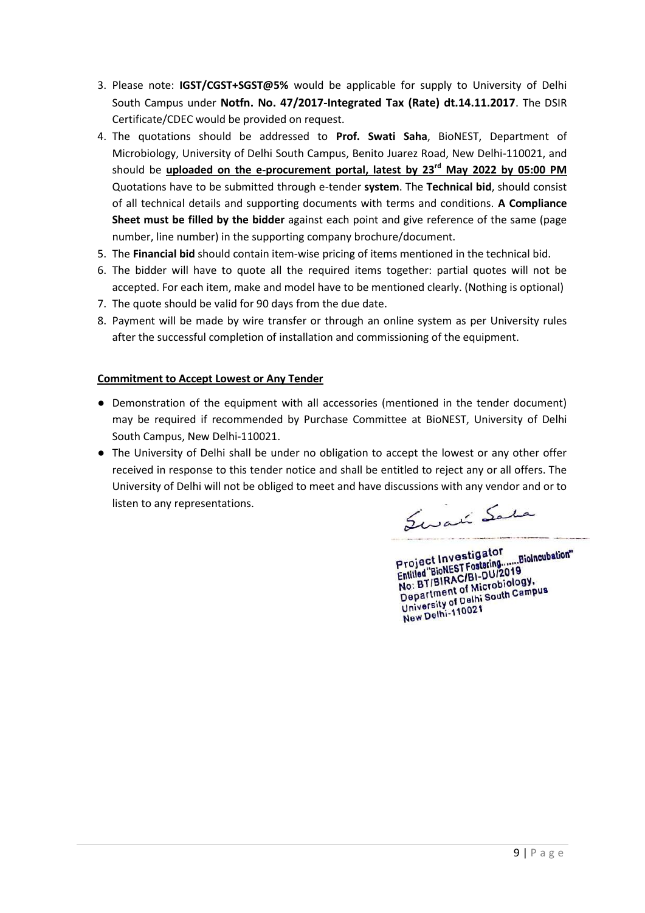3. Please note: **IGST/CGST+SGST@5%** would be applicable for supply to University of Delhi South Campus under **Notfn. No. 47/2017-Integrated Tax (Rate) dt.14.11.2017**. The DSIR Certificate/CDEC would be provided on request.
4. The quotations should be addressed to **Prof. Swati Saha**, BioNEST, Department of Microbiology, University of Delhi South Campus, Benito Juarez Road, New Delhi-110021, and should be **uploaded on the e-procurement portal, latest by 23rd May 2022 by 05:00 PM** Quotations have to be submitted through e-tender **system**. The **Technical bid**, should consist of all technical details and supporting documents with terms and conditions. **A Compliance Sheet must be filled by the bidder** against each point and give reference of the same (page number, line number) in the supporting company brochure/document.
5. The **Financial bid** should contain item-wise pricing of items mentioned in the technical bid.
6. The bidder will have to quote all the required items together: partial quotes will not be accepted. For each item, make and model have to be mentioned clearly. (Nothing is optional)
7. The quote should be valid for 90 days from the due date.
8. Payment will be made by wire transfer or through an online system as per University rules after the successful completion of installation and commissioning of the equipment.

**Commitment to Accept Lowest or Any Tender**

- Demonstration of the equipment with all accessories (mentioned in the tender document) may be required if recommended by Purchase Committee at BioNEST, University of Delhi South Campus, New Delhi-110021.
- The University of Delhi shall be under no obligation to accept the lowest or any other offer received in response to this tender notice and shall be entitled to reject any or all offers. The University of Delhi will not be obliged to meet and have discussions with any vendor and or to listen to any representations.

Swati Saha

Project Investigator
Entitled "BioNEST Fostering.......BioIncubation"
No: BT/BIRAC/BI-DU/2019
Department of Microbiology,
University of Delhi South Campus
New Delhi-110021